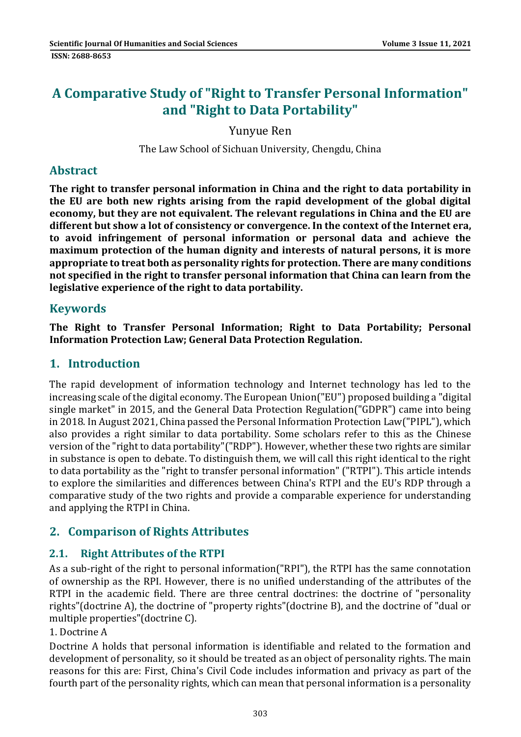# A Comparative Study of "Right to Transfer Personal Information" and "Right to Data Portability"

Yunyue Ren

The Law School of Sichuan University, Chengdu, China

## Abstract

**The right to transfer personal information in China and the right to data portability in the EU are both new rights arising from the rapid development of the global digital economy, but they are not equivalent. The relevant regulations in China and the EU are different but show a lot of consistency or convergence. In the context of the Internet era, to avoid infringement of personal information or personal data and achieve the maximum protection of the human dignity and interests of natural persons, it is more appropriate to treat both as personality rights for protection. There are many conditions not specified in the right to transfer personal information that China can learn from the legislative experience of the right to data portability.**

## Keywords

**The Right to Transfer Personal Information; Right to Data Portability; Personal Information Protection Law; General Data Protection Regulation.**

## 1. Introduction

The rapid development of information technology and Internet technology has led to the increasing scale of the digital economy. The European Union("EU") proposed building a "digital single market" in 2015, and the General Data Protection Regulation("GDPR") came into being in 2018. In August 2021, China passed the Personal Information Protection Law("PIPL"), which also provides a right similar to data portability. Some scholars refer to this as the Chinese version of the "right to data portability"("RDP"). However, whether these two rights are similar in substance is open to debate. To distinguish them, we will call this right identical to the right to data portability as the "right to transfer personal information" ("RTPI"). This article intends to explore the similarities and differences between China's RTPI and the EU's RDP through a comparative study of the two rights and provide a comparable experience for understanding and applying the RTPI in China.

## 2. Comparison of Rights Attributes

### 2.1. Right Attributes of the RTPI

As a sub-right of the right to personal information("RPI"), the RTPI has the same connotation of ownership as the RPI. However, there is no unified understanding of the attributes of the RTPI in the academic field. There are three central doctrines: the doctrine of "personality rights"(doctrine A), the doctrine of "property rights"(doctrine B), and the doctrine of "dual or multiple properties"(doctrine C).

1. Doctrine A

Doctrine A holds that personal information is identifiable and related to the formation and development of personality, so it should be treated as an object of personality rights. The main reasons for this are: First, China's Civil Code includes information and privacy as part of the fourth part of the personality rights, which can mean that personal information is a personality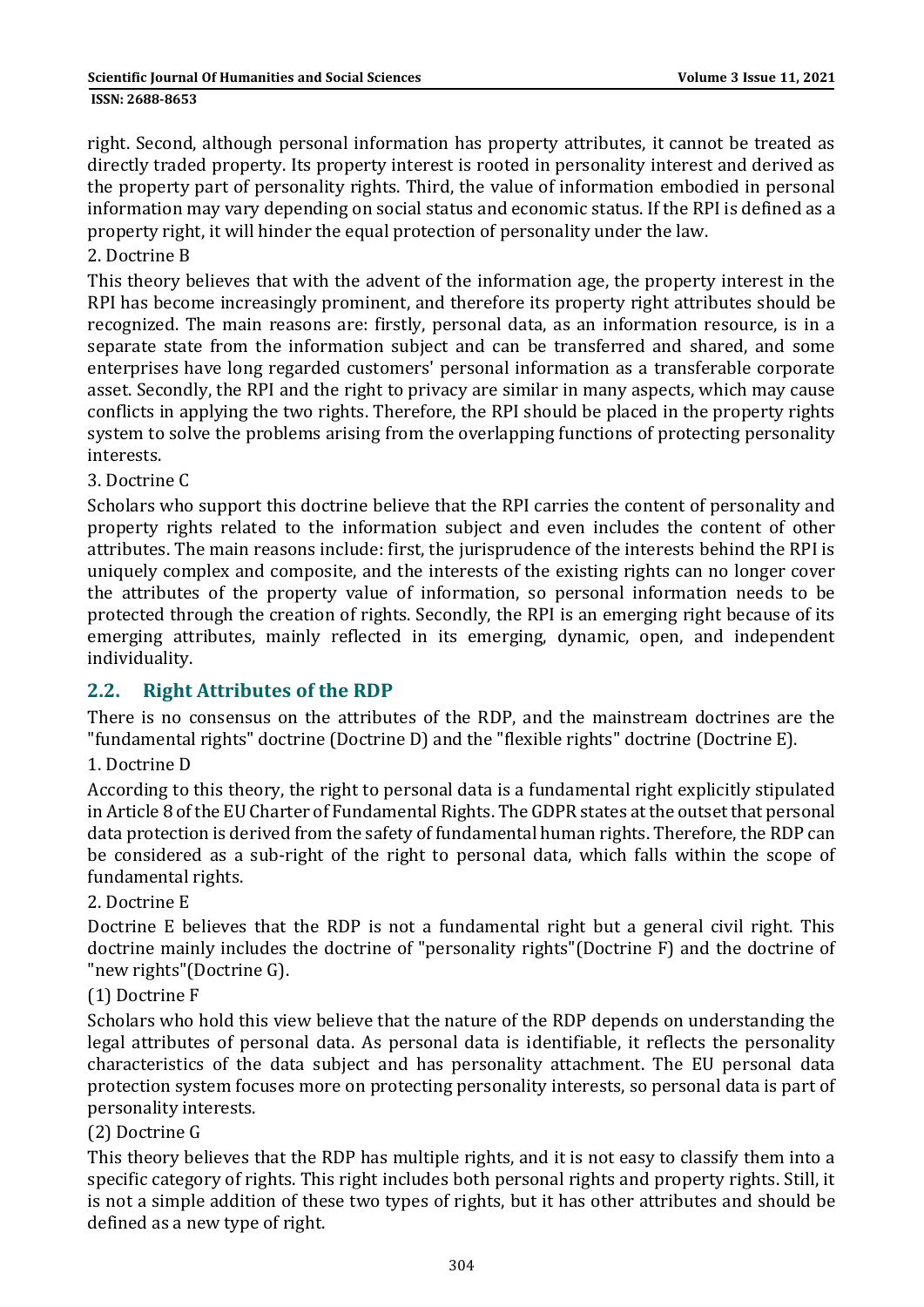right. Second, although personal information has property attributes, it cannot be treated as directly traded property. Its property interest is rooted in personality interest and derived as the property part of personality rights. Third, the value of information embodied in personal information may vary depending on social status and economic status. If the RPI is defined as a property right, it will hinder the equal protection of personality under the law.

2. Doctrine B

This theory believes that with the advent of the information age, the property interest in the RPI has become increasingly prominent, and therefore its property right attributes should be recognized. The main reasons are: firstly, personal data, as an information resource, is in a separate state from the information subject and can be transferred and shared, and some enterprises have long regarded customers' personal information as a transferable corporate asset. Secondly, the RPI and the right to privacy are similar in many aspects, which may cause conflicts in applying the two rights. Therefore, the RPI should be placed in the property rights system to solve the problems arising from the overlapping functions of protecting personality interests.

3. Doctrine C

Scholars who support this doctrine believe that the RPI carries the content of personality and property rights related to the information subject and even includes the content of other attributes. The main reasons include: first, the jurisprudence of the interests behind the RPI is uniquely complex and composite, and the interests of the existing rights can no longer cover the attributes of the property value of information, so personal information needs to be protected through the creation of rights. Secondly, the RPI is an emerging right because of its emerging attributes, mainly reflected in its emerging, dynamic, open, and independent individuality.

## 2.2. Right Attributes of the RDP

There is no consensus on the attributes of the RDP, and the mainstream doctrines are the "fundamental rights" doctrine (Doctrine D) and the "flexible rights" doctrine (Doctrine E).

1. Doctrine D

According to this theory, the right to personal data is a fundamental right explicitly stipulated in Article 8 of the EU Charter of Fundamental Rights. The GDPR states at the outset that personal data protection is derived from the safety of fundamental human rights. Therefore, the RDP can be considered as a sub-right of the right to personal data, which falls within the scope of fundamental rights.

2. Doctrine E

Doctrine E believes that the RDP is not a fundamental right but a general civil right. This doctrine mainly includes the doctrine of "personality rights"(Doctrine F) and the doctrine of "new rights"(Doctrine G).

(1) Doctrine F

Scholars who hold this view believe that the nature of the RDP depends on understanding the legal attributes of personal data. As personal data is identifiable, it reflects the personality characteristics of the data subject and has personality attachment. The EU personal data protection system focuses more on protecting personality interests, so personal data is part of personality interests.

(2) Doctrine G

This theory believes that the RDP has multiple rights, and it is not easy to classify them into a specific category of rights. This right includes both personal rights and property rights. Still, it is not a simple addition of these two types of rights, but it has other attributes and should be defined as a new type of right.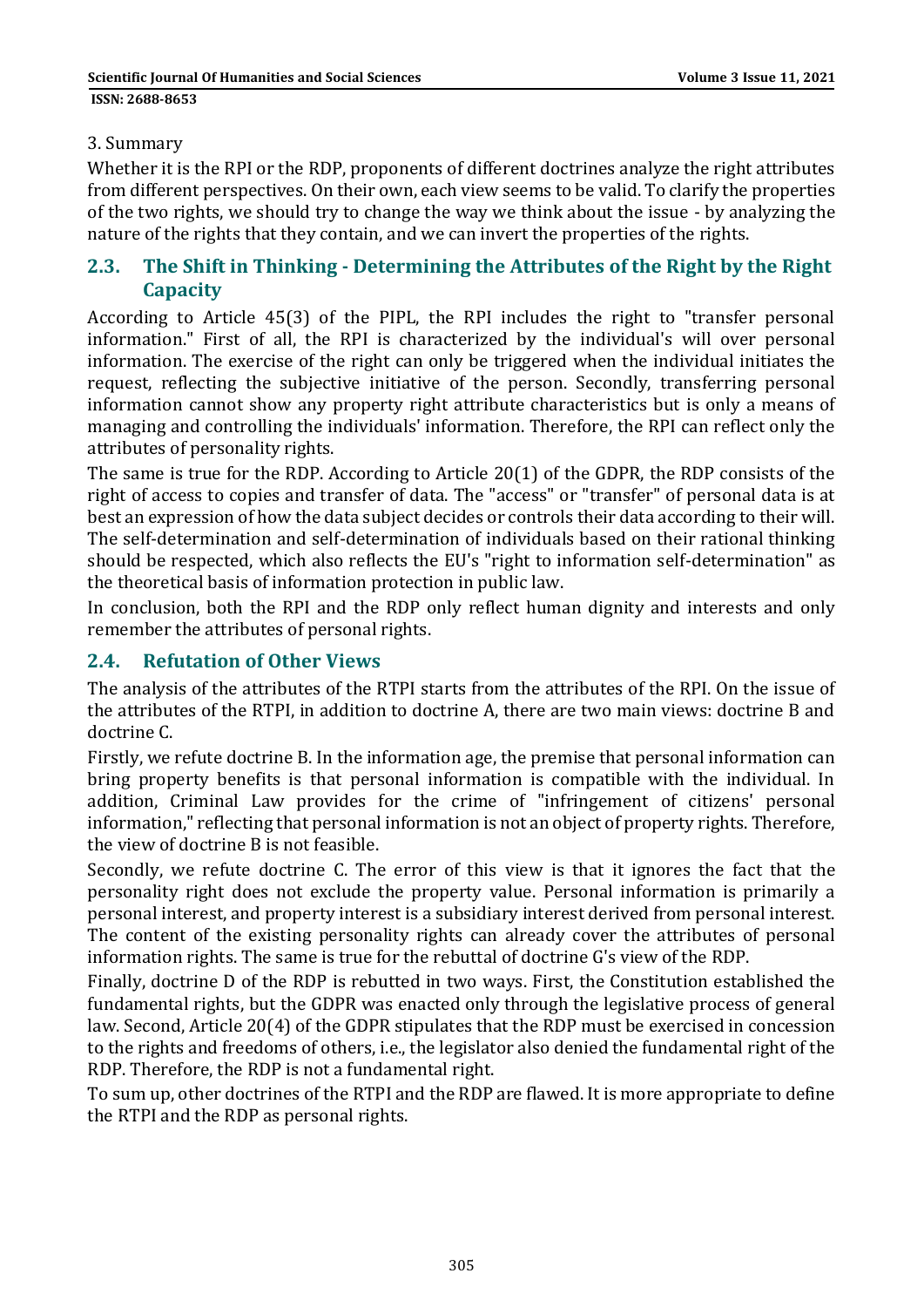3. Summary

Whether it is the RPI or the RDP, proponents of different doctrines analyze the right attributes from different perspectives. On their own, each view seems to be valid. To clarify the properties of the two rights, we should try to change the way we think about the issue - by analyzing the nature of the rights that they contain, and we can invert the properties of the rights.

## 2.3. The Shift in Thinking - Determining the Attributes of the Right by the Right Capacity

According to Article 45(3) of the PIPL, the RPI includes the right to "transfer personal information." First of all, the RPI is characterized by the individual's will over personal information. The exercise of the right can only be triggered when the individual initiates the request, reflecting the subjective initiative of the person. Secondly, transferring personal information cannot show any property right attribute characteristics but is only a means of managing and controlling the individuals' information. Therefore, the RPI can reflect only the attributes of personality rights.

The same is true for the RDP. According to Article 20(1) of the GDPR, the RDP consists of the right of access to copies and transfer of data. The "access" or "transfer" of personal data is at best an expression of how the data subject decides or controls their data according to their will. The self-determination and self-determination of individuals based on their rational thinking should be respected, which also reflects the EU's "right to information self-determination" as the theoretical basis of information protection in public law.

In conclusion, both the RPI and the RDP only reflect human dignity and interests and only remember the attributes of personal rights.

## 2.4. Refutation of Other Views

The analysis of the attributes of the RTPI starts from the attributes of the RPI. On the issue of the attributes of the RTPI, in addition to doctrine A, there are two main views: doctrine B and doctrine C.

Firstly, we refute doctrine B. In the information age, the premise that personal information can bring property benefits is that personal information is compatible with the individual. In addition, Criminal Law provides for the crime of "infringement of citizens' personal information," reflecting that personal information is not an object of property rights. Therefore, the view of doctrine B is not feasible.

Secondly, we refute doctrine C. The error of this view is that it ignores the fact that the personality right does not exclude the property value. Personal information is primarily a personal interest, and property interest is a subsidiary interest derived from personal interest. The content of the existing personality rights can already cover the attributes of personal information rights. The same is true for the rebuttal of doctrine G's view of the RDP.

Finally, doctrine D of the RDP is rebutted in two ways. First, the Constitution established the fundamental rights, but the GDPR was enacted only through the legislative process of general law. Second, Article 20(4) of the GDPR stipulates that the RDP must be exercised in concession to the rights and freedoms of others, i.e., the legislator also denied the fundamental right of the RDP. Therefore, the RDP is not a fundamental right.

To sum up, other doctrines of the RTPI and the RDP are flawed. It is more appropriate to define the RTPI and the RDP as personal rights.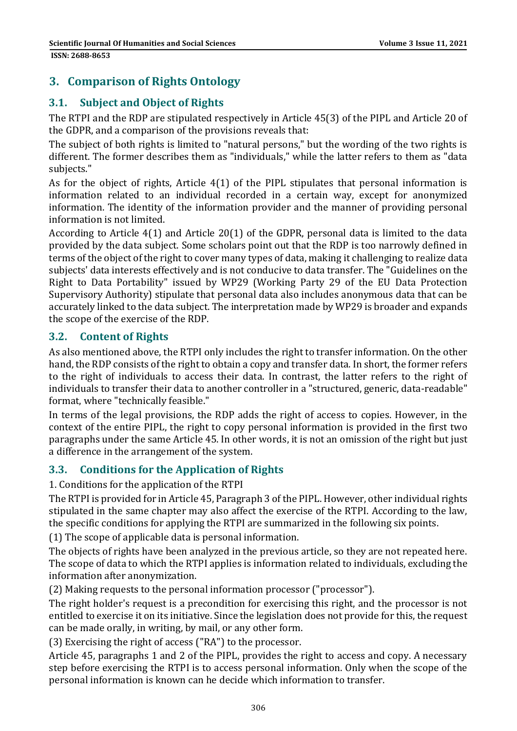## 3. Comparison of Rights Ontology

### 3.1. Subject and Object of Rights

The RTPI and the RDP are stipulated respectively in Article 45(3) of the PIPL and Article 20 of the GDPR, and a comparison of the provisions reveals that:

The subject of both rights is limited to "natural persons," but the wording of the two rights is different. The former describes them as "individuals," while the latter refers to them as "data subjects."

As for the object of rights, Article 4(1) of the PIPL stipulates that personal information is information related to an individual recorded in a certain way, except for anonymized information. The identity of the information provider and the manner of providing personal information is not limited.

According to Article 4(1) and Article 20(1) of the GDPR, personal data is limited to the data provided by the data subject. Some scholars point out that the RDP is too narrowly defined in terms of the object of the right to cover many types of data, making it challenging to realize data subjects' data interests effectively and is not conducive to data transfer. The "Guidelines on the Right to Data Portability" issued by WP29 (Working Party 29 of the EU Data Protection Supervisory Authority) stipulate that personal data also includes anonymous data that can be accurately linked to the data subject. The interpretation made by WP29 is broader and expands the scope of the exercise of the RDP.

### 3.2. Content of Rights

As also mentioned above, the RTPI only includes the right to transfer information. On the other hand, the RDP consists of the right to obtain a copy and transfer data. In short, the former refers to the right of individuals to access their data. In contrast, the latter refers to the right of individuals to transfer their data to another controller in a "structured, generic, data-readable" format, where "technically feasible."

In terms of the legal provisions, the RDP adds the right of access to copies. However, in the context of the entire PIPL, the right to copy personal information is provided in the first two paragraphs under the same Article 45. In other words, it is not an omission of the right but just a difference in the arrangement of the system.

### 3.3. Conditions for the Application of Rights

1. Conditions for the application of the RTPI

The RTPI is provided for in Article 45, Paragraph 3 of the PIPL. However, other individual rights stipulated in the same chapter may also affect the exercise of the RTPI. According to the law, the specific conditions for applying the RTPI are summarized in the following six points.

(1) The scope of applicable data is personal information.

The objects of rights have been analyzed in the previous article, so they are not repeated here. The scope of data to which the RTPI applies is information related to individuals, excluding the information after anonymization.

(2) Making requests to the personal information processor ("processor").

The right holder's request is a precondition for exercising this right, and the processor is not entitled to exercise it on its initiative. Since the legislation does not provide for this, the request can be made orally, in writing, by mail, or any other form.

(3) Exercising the right of access ("RA") to the processor.

Article 45, paragraphs 1 and 2 of the PIPL, provides the right to access and copy. A necessary step before exercising the RTPI is to access personal information. Only when the scope of the personal information is known can he decide which information to transfer.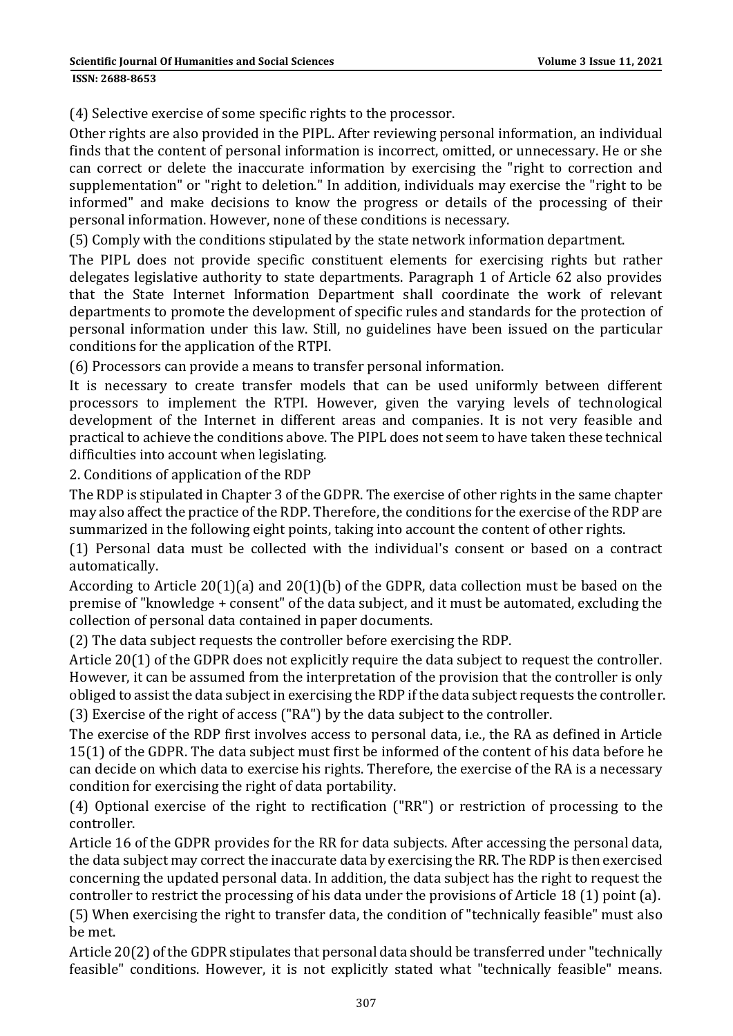(4) Selective exercise of some specific rights to the processor.

Other rights are also provided in the PIPL. After reviewing personal information, an individual finds that the content of personal information is incorrect, omitted, or unnecessary. He or she can correct or delete the inaccurate information by exercising the "right to correction and supplementation" or "right to deletion." In addition, individuals may exercise the "right to be informed" and make decisions to know the progress or details of the processing of their personal information. However, none of these conditions is necessary.

(5) Comply with the conditions stipulated by the state network information department.

The PIPL does not provide specific constituent elements for exercising rights but rather delegates legislative authority to state departments. Paragraph 1 of Article 62 also provides that the State Internet Information Department shall coordinate the work of relevant departments to promote the development of specific rules and standards for the protection of personal information under this law. Still, no guidelines have been issued on the particular conditions for the application of the RTPI.

(6) Processors can provide a means to transfer personal information.

It is necessary to create transfer models that can be used uniformly between different processors to implement the RTPI. However, given the varying levels of technological development of the Internet in different areas and companies. It is not very feasible and practical to achieve the conditions above. The PIPL does not seem to have taken these technical difficulties into account when legislating.

2. Conditions of application of the RDP

The RDP is stipulated in Chapter 3 of the GDPR. The exercise of other rights in the same chapter may also affect the practice of the RDP. Therefore, the conditions for the exercise of the RDP are summarized in the following eight points, taking into account the content of other rights.

(1) Personal data must be collected with the individual's consent or based on a contract automatically.

According to Article 20(1)(a) and 20(1)(b) of the GDPR, data collection must be based on the premise of "knowledge + consent" of the data subject, and it must be automated, excluding the collection of personal data contained in paper documents.

(2) The data subject requests the controller before exercising the RDP.

Article 20(1) of the GDPR does not explicitly require the data subject to request the controller. However, it can be assumed from the interpretation of the provision that the controller is only obliged to assist the data subject in exercising the RDP if the data subject requests the controller.

(3) Exercise of the right of access ("RA") by the data subject to the controller.

The exercise of the RDP first involves access to personal data, i.e., the RA as defined in Article 15(1) of the GDPR. The data subject must first be informed of the content of his data before he can decide on which data to exercise his rights. Therefore, the exercise of the RA is a necessary condition for exercising the right of data portability.

(4) Optional exercise of the right to rectification ("RR") or restriction of processing to the controller.

Article 16 of the GDPR provides for the RR for data subjects. After accessing the personal data, the data subject may correct the inaccurate data by exercising the RR. The RDP is then exercised concerning the updated personal data. In addition, the data subject has the right to request the controller to restrict the processing of his data under the provisions of Article 18 (1) point (a).

(5) When exercising the right to transfer data, the condition of "technically feasible" must also be met.

Article 20(2) of the GDPR stipulates that personal data should be transferred under "technically feasible" conditions. However, it is not explicitly stated what "technically feasible" means.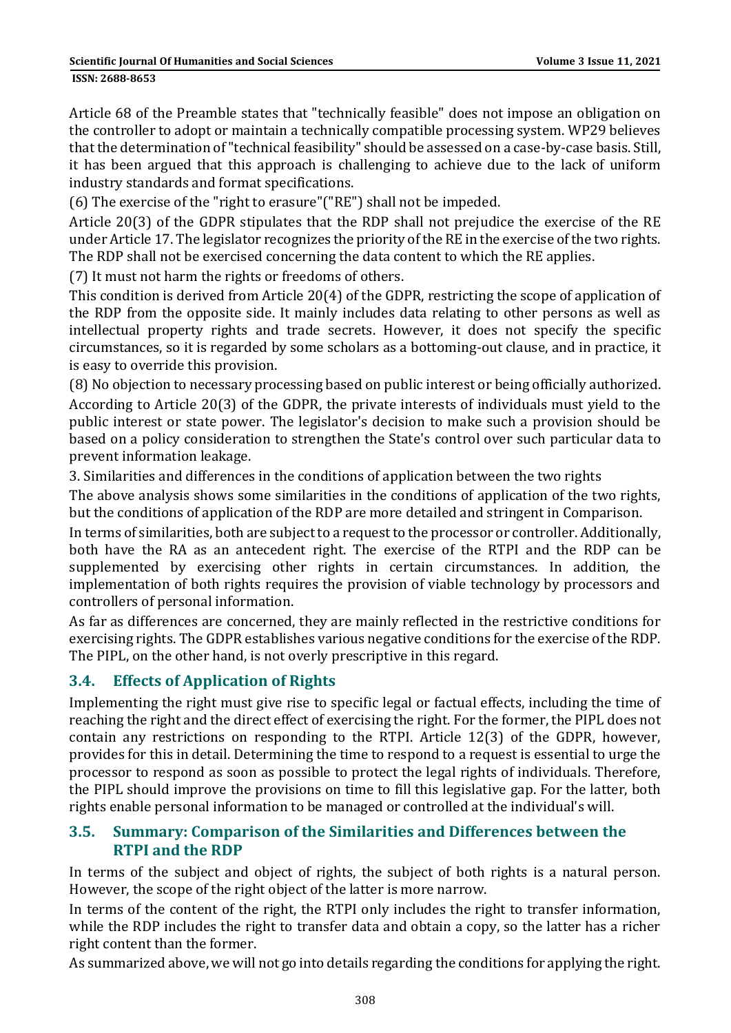Article 68 of the Preamble states that "technically feasible" does not impose an obligation on the controller to adopt or maintain a technically compatible processing system. WP29 believes that the determination of "technical feasibility" should be assessed on a case-by-case basis. Still, it has been argued that this approach is challenging to achieve due to the lack of uniform industry standards and format specifications.

(6) The exercise of the "right to erasure"("RE") shall not be impeded.

Article 20(3) of the GDPR stipulates that the RDP shall not prejudice the exercise of the RE under Article 17. The legislator recognizes the priority of the RE in the exercise of the two rights. The RDP shall not be exercised concerning the data content to which the RE applies.

(7) It must not harm the rights or freedoms of others.

This condition is derived from Article 20(4) of the GDPR, restricting the scope of application of the RDP from the opposite side. It mainly includes data relating to other persons as well as intellectual property rights and trade secrets. However, it does not specify the specific circumstances, so it is regarded by some scholars as a bottoming-out clause, and in practice, it is easy to override this provision.

(8) No objection to necessary processing based on public interest or being officially authorized.

According to Article 20(3) of the GDPR, the private interests of individuals must yield to the public interest or state power. The legislator's decision to make such a provision should be based on a policy consideration to strengthen the State's control over such particular data to prevent information leakage.

3. Similarities and differences in the conditions of application between the two rights

The above analysis shows some similarities in the conditions of application of the two rights, but the conditions of application of the RDP are more detailed and stringent in Comparison.

In terms of similarities, both are subject to a request to the processor or controller. Additionally, both have the RA as an antecedent right. The exercise of the RTPI and the RDP can be supplemented by exercising other rights in certain circumstances. In addition, the implementation of both rights requires the provision of viable technology by processors and controllers of personal information.

As far as differences are concerned, they are mainly reflected in the restrictive conditions for exercising rights. The GDPR establishes various negative conditions for the exercise of the RDP. The PIPL, on the other hand, is not overly prescriptive in this regard.

### 3.4. Effects of Application of Rights

Implementing the right must give rise to specific legal or factual effects, including the time of reaching the right and the direct effect of exercising the right. For the former, the PIPL does not contain any restrictions on responding to the RTPI. Article 12(3) of the GDPR, however, provides for this in detail. Determining the time to respond to a request is essential to urge the processor to respond as soon as possible to protect the legal rights of individuals. Therefore, the PIPL should improve the provisions on time to fill this legislative gap. For the latter, both rights enable personal information to be managed or controlled at the individual's will.

### 3.5. Summary: Comparison of the Similarities and Differences between the RTPI and the RDP

In terms of the subject and object of rights, the subject of both rights is a natural person. However, the scope of the right object of the latter is more narrow.

In terms of the content of the right, the RTPI only includes the right to transfer information, while the RDP includes the right to transfer data and obtain a copy, so the latter has a richer right content than the former.

As summarized above, we will not go into details regarding the conditions for applying the right.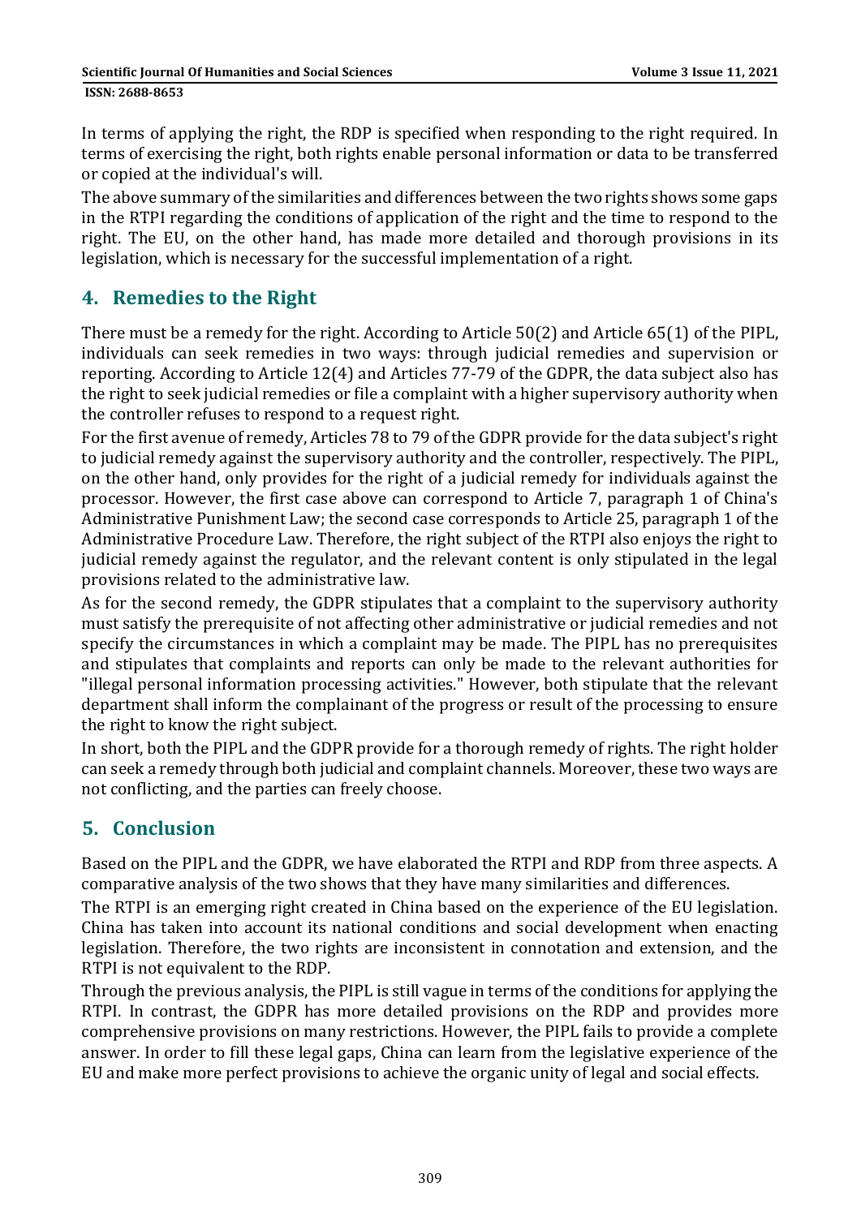In terms of applying the right, the RDP is specified when responding to the right required. In terms of exercising the right, both rights enable personal information or data to be transferred or copied at the individual's will.

The above summary of the similarities and differences between the two rights shows some gaps in the RTPI regarding the conditions of application of the right and the time to respond to the right. The EU, on the other hand, has made more detailed and thorough provisions in its legislation, which is necessary for the successful implementation of a right.

## 4. Remedies to the Right

There must be a remedy for the right. According to Article 50(2) and Article 65(1) of the PIPL, individuals can seek remedies in two ways: through judicial remedies and supervision or reporting. According to Article 12(4) and Articles 77-79 of the GDPR, the data subject also has the right to seek judicial remedies or file a complaint with a higher supervisory authority when the controller refuses to respond to a request right.

For the first avenue of remedy, Articles 78 to 79 of the GDPR provide for the data subject's right to judicial remedy against the supervisory authority and the controller, respectively. The PIPL, on the other hand, only provides for the right of a judicial remedy for individuals against the processor. However, the first case above can correspond to Article 7, paragraph 1 of China's Administrative Punishment Law; the second case corresponds to Article 25, paragraph 1 of the Administrative Procedure Law. Therefore, the right subject of the RTPI also enjoys the right to judicial remedy against the regulator, and the relevant content is only stipulated in the legal provisions related to the administrative law.

As for the second remedy, the GDPR stipulates that a complaint to the supervisory authority must satisfy the prerequisite of not affecting other administrative or judicial remedies and not specify the circumstances in which a complaint may be made. The PIPL has no prerequisites and stipulates that complaints and reports can only be made to the relevant authorities for "illegal personal information processing activities." However, both stipulate that the relevant department shall inform the complainant of the progress or result of the processing to ensure the right to know the right subject.

In short, both the PIPL and the GDPR provide for a thorough remedy of rights. The right holder can seek a remedy through both judicial and complaint channels. Moreover, these two ways are not conflicting, and the parties can freely choose.

## 5. Conclusion

Based on the PIPL and the GDPR, we have elaborated the RTPI and RDP from three aspects. A comparative analysis of the two shows that they have many similarities and differences.

The RTPI is an emerging right created in China based on the experience of the EU legislation. China has taken into account its national conditions and social development when enacting legislation. Therefore, the two rights are inconsistent in connotation and extension, and the RTPI is not equivalent to the RDP.

Through the previous analysis, the PIPL is still vague in terms of the conditions for applying the RTPI. In contrast, the GDPR has more detailed provisions on the RDP and provides more comprehensive provisions on many restrictions. However, the PIPL fails to provide a complete answer. In order to fill these legal gaps, China can learn from the legislative experience of the EU and make more perfect provisions to achieve the organic unity of legal and social effects.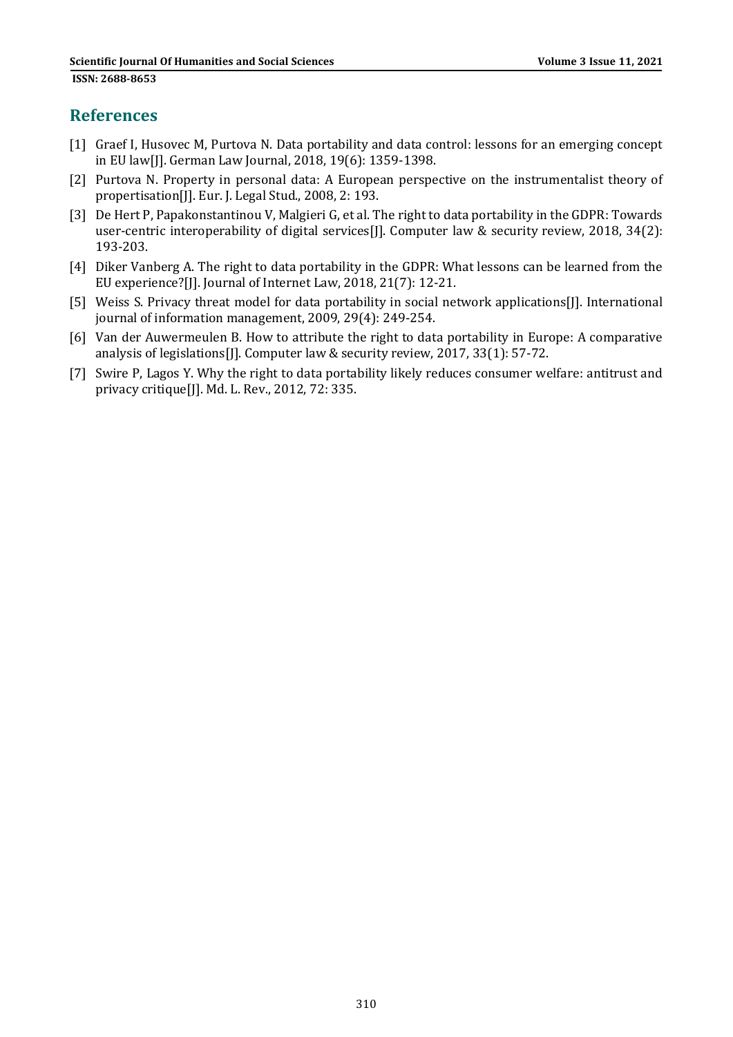## References

[1] Graef I, Husovec M, Purtova N. Data portability and data control: lessons for an emerging concept in EU law[J]. German Law Journal, 2018, 19(6): 1359-1398.

[2] Purtova N. Property in personal data: A European perspective on the instrumentalist theory of propertisation[J]. Eur. J. Legal Stud., 2008, 2: 193.

[3] De Hert P, Papakonstantinou V, Malgieri G, et al. The right to data portability in the GDPR: Towards user-centric interoperability of digital services[J]. Computer law & security review, 2018, 34(2): 193-203.

[4] Diker Vanberg A. The right to data portability in the GDPR: What lessons can be learned from the EU experience?[J]. Journal of Internet Law, 2018, 21(7): 12-21.

[5] Weiss S. Privacy threat model for data portability in social network applications[J]. International journal of information management, 2009, 29(4): 249-254.

[6] Van der Auwermeulen B. How to attribute the right to data portability in Europe: A comparative analysis of legislations[J]. Computer law & security review, 2017, 33(1): 57-72.

[7] Swire P, Lagos Y. Why the right to data portability likely reduces consumer welfare: antitrust and privacy critique[J]. Md. L. Rev., 2012, 72: 335.